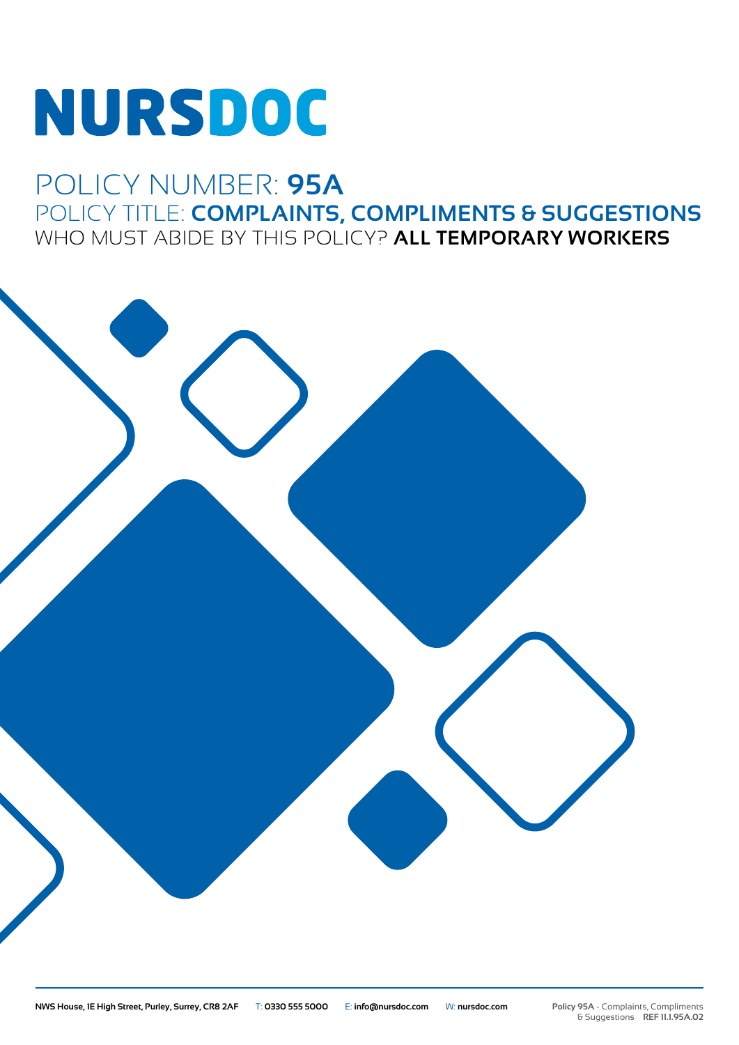# NURSDOC

## POLICY NUMBER: **95A**

## POLICY TITLE: **COMPLAINTS, COMPLIMENTS & SUGGESTIONS**

## WHO MUST ABIDE BY THIS POLICY? **ALL TEMPORARY WORKERS**

**NWS House, 1E High Street, Purley, Surrey, CR8 2AF** T: **0330 555 5000** E: **info@nursdoc.com** W: **nursdoc.com**

**Policy 95A** - Complaints, Compliments & Suggestions **REF 11.1.95A.02**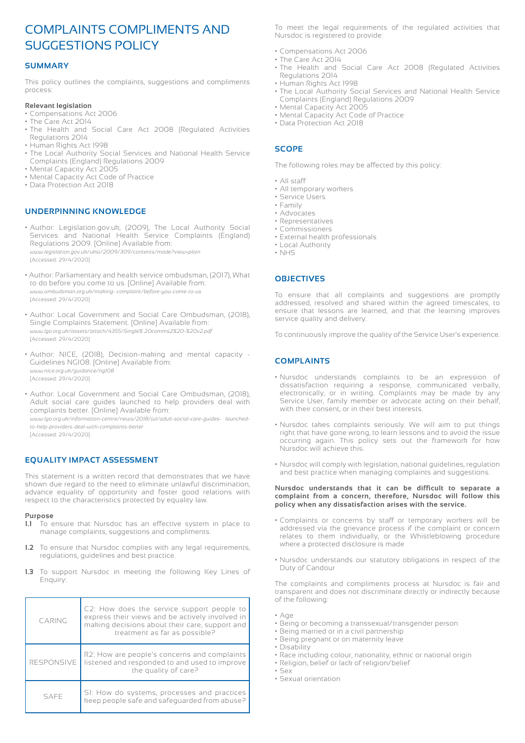# COMPLAINTS COMPLIMENTS AND SUGGESTIONS POLICY

## SUMMARY

This policy outlines the complaints, suggestions and compliments process:

**Relevant legislation**

- Compensations Act 2006
- The Care Act 2014
- The Health and Social Care Act 2008 (Regulated Activities Regulations 2014
- Human Rights Act 1998
- The Local Authority Social Services and National Health Service Complaints (England) Regulations 2009
- Mental Capacity Act 2005
- Mental Capacity Act Code of Practice
- Data Protection Act 2018

## UNDERPINNING KNOWLEDGE

- Author: Legislation.gov.uk, (2009), The Local Authority Social Services and National Health Service Complaints (England) Regulations 2009. [Online] Available from: *www.legislation.gov.uk/uksi/2009/309/contents/made?view=plain* [Accessed: 29/4/2020]
- Author: Parliamentary and health service ombudsman, (2017), What to do before you come to us. [Online] Available from: *www.ombudsman.org.uk/making- complaint/before-you-come-to-us* [Accessed: 29/4/2020]
- Author: Local Government and Social Care Ombudsman, (2018), Single Complaints Statement. [Online] Available from: *www.lgo.org.uk/assets/attach/4355/Single% 20comms2%20-%20v2.pdf* [Accessed: 29/4/2020]
- Author: NICE, (2018), Decision-making and mental capacity - Guidelines NG108. [Online] Available from: *www.nice.org.uk/guidance/ng108* [Accessed: 29/4/2020]
- Author: Local Government and Social Care Ombudsman, (2018), Adult social care guides launched to help providers deal with complaints better. [Online] Available from: *www.lgo.org.uk/information-centre/news/2018/jul/adult-social-care-guides- launched-to-help-providers-deal-with-complaints-better* [Accessed: 29/4/2020]

## EQUALITY IMPACT ASSESSMENT

This statement is a written record that demonstrates that we have shown due regard to the need to eliminate unlawful discrimination, advance equality of opportunity and foster good relations with respect to the characteristics protected by equality law.

**Purpose**

**1.1** To ensure that Nursdoc has an effective system in place to manage complaints, suggestions and compliments.

**1.2** To ensure that Nursdoc complies with any legal requirements, regulations, guidelines and best practice.

**1.3** To support Nursdoc in meeting the following Key Lines of Enquiry:

| | |
|---|---|
| CARING | C2: How does the service support people to express their views and be actively involved in making decisions about their care, support and treatment as far as possible? |
| RESPONSIVE | R2: How are people's concerns and complaints listened and responded to and used to improve the quality of care? |
| SAFE | S1: How do systems, processes and practices keep people safe and safeguarded from abuse? |

To meet the legal requirements of the regulated activities that Nursdoc is registered to provide:

- Compensations Act 2006
- The Care Act 2014
- The Health and Social Care Act 2008 (Regulated Activities Regulations 2014
- Human Rights Act 1998
- The Local Authority Social Services and National Health Service Complaints (England) Regulations 2009
- Mental Capacity Act 2005
- Mental Capacity Act Code of Practice
- Data Protection Act 2018

## SCOPE

The following roles may be affected by this policy:

- All staff
- All temporary workers
- Service Users
- Family
- Advocates
- Representatives
- Commissioners
- External health professionals
- Local Authority
- NHS

## OBJECTIVES

To ensure that all complaints and suggestions are promptly addressed, resolved and shared within the agreed timescales, to ensure that lessons are learned, and that the learning improves service quality and delivery.

To continuously improve the quality of the Service User's experience.

## COMPLAINTS

- Nursdoc understands complaints to be an expression of dissatisfaction requiring a response, communicated verbally, electronically, or in writing. Complaints may be made by any Service User, family member or advocate acting on their behalf, with their consent, or in their best interests.
- Nursdoc takes complaints seriously. We will aim to put things right that have gone wrong, to learn lessons and to avoid the issue occurring again. This policy sets out the framework for how Nursdoc will achieve this.
- Nursdoc will comply with legislation, national guidelines, regulation and best practice when managing complaints and suggestions.

**Nursdoc understands that it can be difficult to separate a complaint from a concern, therefore, Nursdoc will follow this policy when any dissatisfaction arises with the service.**

- Complaints or concerns by staff or temporary workers will be addressed via the grievance process if the complaint or concern relates to them individually, or the Whistleblowing procedure where a protected disclosure is made
- Nursdoc understands our statutory obligations in respect of the Duty of Candour

The complaints and compliments process at Nursdoc is fair and transparent and does not discriminate directly or indirectly because of the following:

- Age
- Being or becoming a transsexual/transgender person
- Being married or in a civil partnership
- Being pregnant or on maternity leave
- Disability
- Race including colour, nationality, ethnic or national origin
- Religion, belief or lack of religion/belief
- Sex
- Sexual orientation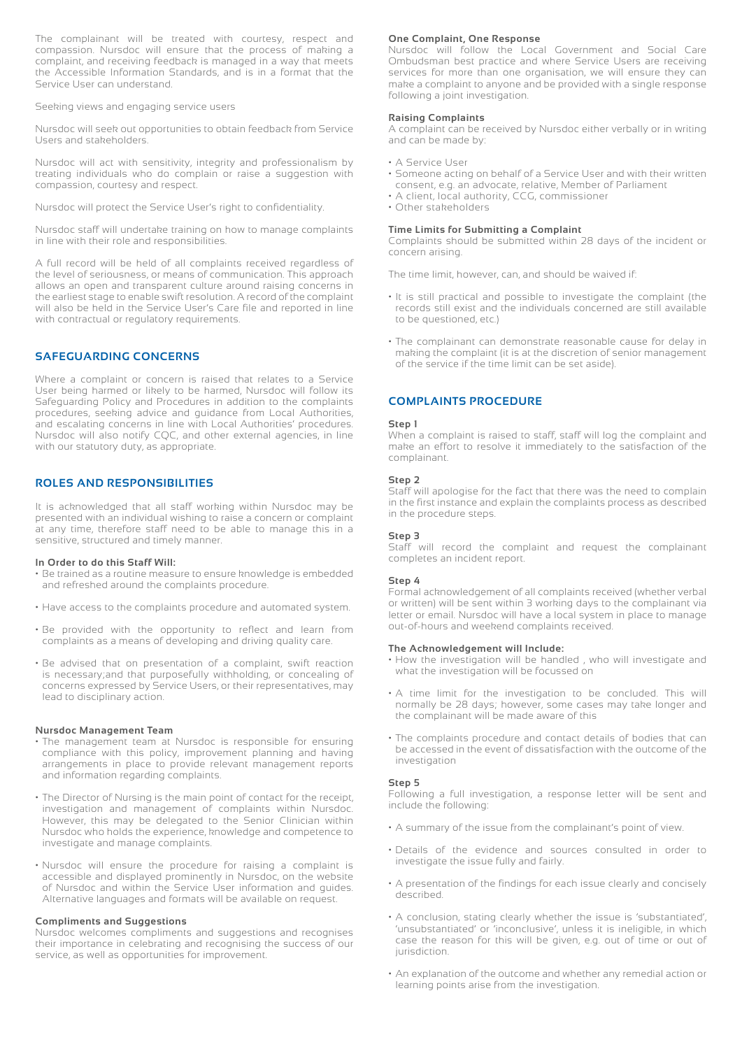The complainant will be treated with courtesy, respect and compassion. Nursdoc will ensure that the process of making a complaint, and receiving feedback is managed in a way that meets the Accessible Information Standards, and is in a format that the Service User can understand.

Seeking views and engaging service users

Nursdoc will seek out opportunities to obtain feedback from Service Users and stakeholders.

Nursdoc will act with sensitivity, integrity and professionalism by treating individuals who do complain or raise a suggestion with compassion, courtesy and respect.

Nursdoc will protect the Service User's right to confidentiality.

Nursdoc staff will undertake training on how to manage complaints in line with their role and responsibilities.

A full record will be held of all complaints received regardless of the level of seriousness, or means of communication. This approach allows an open and transparent culture around raising concerns in the earliest stage to enable swift resolution. A record of the complaint will also be held in the Service User's Care file and reported in line with contractual or regulatory requirements.

## SAFEGUARDING CONCERNS

Where a complaint or concern is raised that relates to a Service User being harmed or likely to be harmed, Nursdoc will follow its Safeguarding Policy and Procedures in addition to the complaints procedures, seeking advice and guidance from Local Authorities, and escalating concerns in line with Local Authorities' procedures. Nursdoc will also notify CQC, and other external agencies, in line with our statutory duty, as appropriate.

## ROLES AND RESPONSIBILITIES

It is acknowledged that all staff working within Nursdoc may be presented with an individual wishing to raise a concern or complaint at any time, therefore staff need to be able to manage this in a sensitive, structured and timely manner.

**In Order to do this Staff Will:**

- Be trained as a routine measure to ensure knowledge is embedded and refreshed around the complaints procedure.
- Have access to the complaints procedure and automated system.
- Be provided with the opportunity to reflect and learn from complaints as a means of developing and driving quality care.
- Be advised that on presentation of a complaint, swift reaction is necessary;and that purposefully withholding, or concealing of concerns expressed by Service Users, or their representatives, may lead to disciplinary action.

**Nursdoc Management Team**

- The management team at Nursdoc is responsible for ensuring compliance with this policy, improvement planning and having arrangements in place to provide relevant management reports and information regarding complaints.
- The Director of Nursing is the main point of contact for the receipt, investigation and management of complaints within Nursdoc. However, this may be delegated to the Senior Clinician within Nursdoc who holds the experience, knowledge and competence to investigate and manage complaints.
- Nursdoc will ensure the procedure for raising a complaint is accessible and displayed prominently in Nursdoc, on the website of Nursdoc and within the Service User information and guides. Alternative languages and formats will be available on request.

**Compliments and Suggestions**

Nursdoc welcomes compliments and suggestions and recognises their importance in celebrating and recognising the success of our service, as well as opportunities for improvement.

**One Complaint, One Response**

Nursdoc will follow the Local Government and Social Care Ombudsman best practice and where Service Users are receiving services for more than one organisation, we will ensure they can make a complaint to anyone and be provided with a single response following a joint investigation.

**Raising Complaints**

A complaint can be received by Nursdoc either verbally or in writing and can be made by:

- A Service User
- Someone acting on behalf of a Service User and with their written consent, e.g. an advocate, relative, Member of Parliament
- A client, local authority, CCG, commissioner
- Other stakeholders

**Time Limits for Submitting a Complaint**

Complaints should be submitted within 28 days of the incident or concern arising.

The time limit, however, can, and should be waived if:

- It is still practical and possible to investigate the complaint (the records still exist and the individuals concerned are still available to be questioned, etc.)
- The complainant can demonstrate reasonable cause for delay in making the complaint (it is at the discretion of senior management of the service if the time limit can be set aside).

## COMPLAINTS PROCEDURE

**Step 1**

When a complaint is raised to staff, staff will log the complaint and make an effort to resolve it immediately to the satisfaction of the complainant.

**Step 2**

Staff will apologise for the fact that there was the need to complain in the first instance and explain the complaints process as described in the procedure steps.

**Step 3**

Staff will record the complaint and request the complainant completes an incident report.

**Step 4**

Formal acknowledgement of all complaints received (whether verbal or written) will be sent within 3 working days to the complainant via letter or email. Nursdoc will have a local system in place to manage out-of-hours and weekend complaints received.

**The Acknowledgement will Include:**

- How the investigation will be handled , who will investigate and what the investigation will be focussed on
- A time limit for the investigation to be concluded. This will normally be 28 days; however, some cases may take longer and the complainant will be made aware of this
- The complaints procedure and contact details of bodies that can be accessed in the event of dissatisfaction with the outcome of the investigation

**Step 5**

Following a full investigation, a response letter will be sent and include the following:

- A summary of the issue from the complainant's point of view.
- Details of the evidence and sources consulted in order to investigate the issue fully and fairly.
- A presentation of the findings for each issue clearly and concisely described.
- A conclusion, stating clearly whether the issue is 'substantiated', 'unsubstantiated' or 'inconclusive', unless it is ineligible, in which case the reason for this will be given, e.g. out of time or out of jurisdiction.
- An explanation of the outcome and whether any remedial action or learning points arise from the investigation.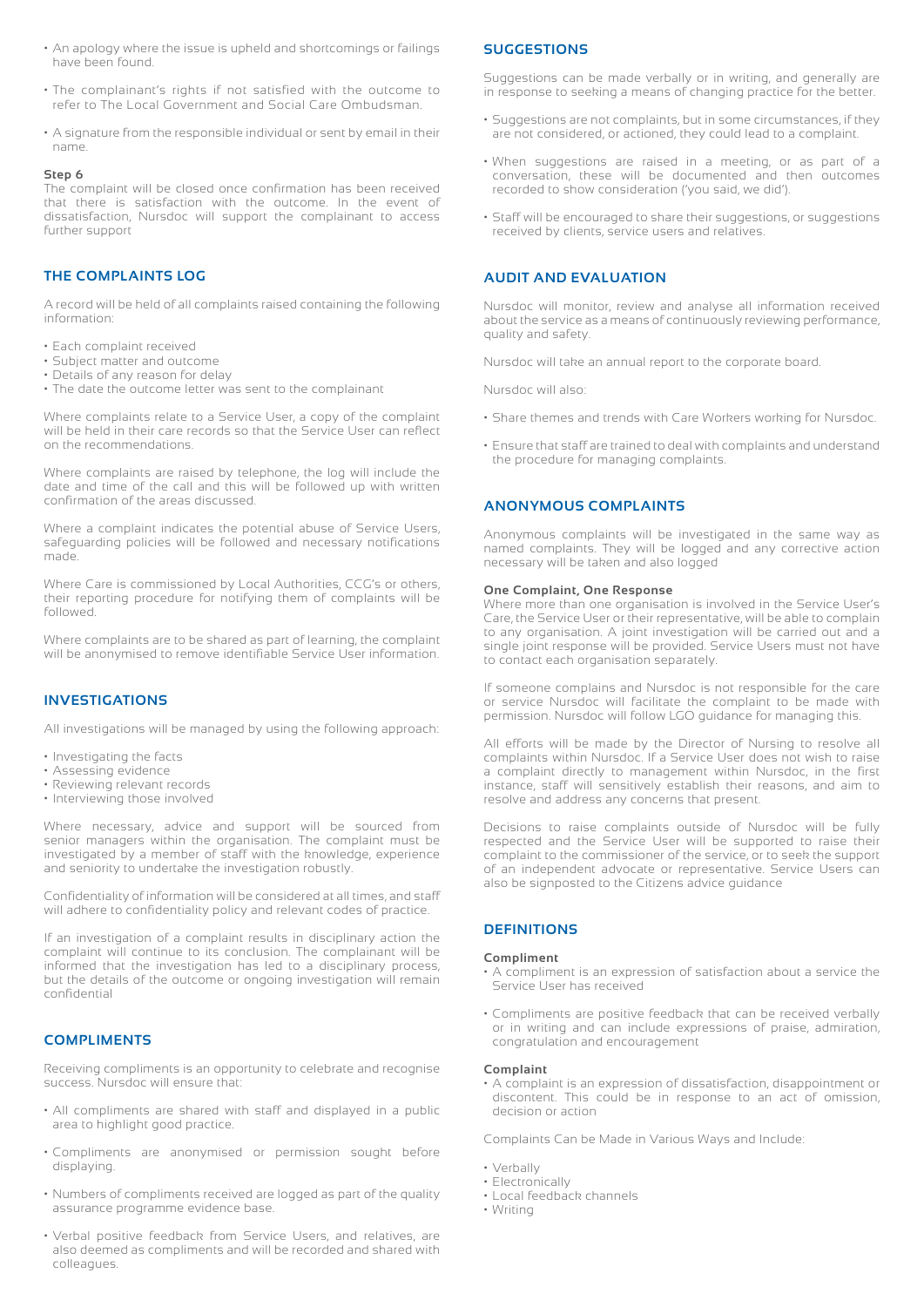- An apology where the issue is upheld and shortcomings or failings have been found.
- The complainant's rights if not satisfied with the outcome to refer to The Local Government and Social Care Ombudsman.
- A signature from the responsible individual or sent by email in their name.

**Step 6**
The complaint will be closed once confirmation has been received that there is satisfaction with the outcome. In the event of dissatisfaction, Nursdoc will support the complainant to access further support

## THE COMPLAINTS LOG

A record will be held of all complaints raised containing the following information:

- Each complaint received
- Subject matter and outcome
- Details of any reason for delay
- The date the outcome letter was sent to the complainant

Where complaints relate to a Service User, a copy of the complaint will be held in their care records so that the Service User can reflect on the recommendations.

Where complaints are raised by telephone, the log will include the date and time of the call and this will be followed up with written confirmation of the areas discussed.

Where a complaint indicates the potential abuse of Service Users, safeguarding policies will be followed and necessary notifications made.

Where Care is commissioned by Local Authorities, CCG's or others, their reporting procedure for notifying them of complaints will be followed.

Where complaints are to be shared as part of learning, the complaint will be anonymised to remove identifiable Service User information.

## INVESTIGATIONS

All investigations will be managed by using the following approach:

- Investigating the facts
- Assessing evidence
- Reviewing relevant records
- Interviewing those involved

Where necessary, advice and support will be sourced from senior managers within the organisation. The complaint must be investigated by a member of staff with the knowledge, experience and seniority to undertake the investigation robustly.

Confidentiality of information will be considered at all times, and staff will adhere to confidentiality policy and relevant codes of practice.

If an investigation of a complaint results in disciplinary action the complaint will continue to its conclusion. The complainant will be informed that the investigation has led to a disciplinary process, but the details of the outcome or ongoing investigation will remain confidential

## COMPLIMENTS

Receiving compliments is an opportunity to celebrate and recognise success. Nursdoc will ensure that:

- All compliments are shared with staff and displayed in a public area to highlight good practice.
- Compliments are anonymised or permission sought before displaying.
- Numbers of compliments received are logged as part of the quality assurance programme evidence base.
- Verbal positive feedback from Service Users, and relatives, are also deemed as compliments and will be recorded and shared with colleagues.

## SUGGESTIONS

Suggestions can be made verbally or in writing, and generally are in response to seeking a means of changing practice for the better.

- Suggestions are not complaints, but in some circumstances, if they are not considered, or actioned, they could lead to a complaint.
- When suggestions are raised in a meeting, or as part of a conversation, these will be documented and then outcomes recorded to show consideration ('you said, we did').
- Staff will be encouraged to share their suggestions, or suggestions received by clients, service users and relatives.

## AUDIT AND EVALUATION

Nursdoc will monitor, review and analyse all information received about the service as a means of continuously reviewing performance, quality and safety.

Nursdoc will take an annual report to the corporate board.

Nursdoc will also:

- Share themes and trends with Care Workers working for Nursdoc.
- Ensure that staff are trained to deal with complaints and understand the procedure for managing complaints.

## ANONYMOUS COMPLAINTS

Anonymous complaints will be investigated in the same way as named complaints. They will be logged and any corrective action necessary will be taken and also logged

**One Complaint, One Response**
Where more than one organisation is involved in the Service User's Care, the Service User or their representative, will be able to complain to any organisation. A joint investigation will be carried out and a single joint response will be provided. Service Users must not have to contact each organisation separately.

If someone complains and Nursdoc is not responsible for the care or service Nursdoc will facilitate the complaint to be made with permission. Nursdoc will follow LGO guidance for managing this.

All efforts will be made by the Director of Nursing to resolve all complaints within Nursdoc. If a Service User does not wish to raise a complaint directly to management within Nursdoc, in the first instance, staff will sensitively establish their reasons, and aim to resolve and address any concerns that present.

Decisions to raise complaints outside of Nursdoc will be fully respected and the Service User will be supported to raise their complaint to the commissioner of the service, or to seek the support of an independent advocate or representative. Service Users can also be signposted to the Citizens advice guidance

## DEFINITIONS

**Compliment**
- A compliment is an expression of satisfaction about a service the Service User has received
- Compliments are positive feedback that can be received verbally or in writing and can include expressions of praise, admiration, congratulation and encouragement

**Complaint**
- A complaint is an expression of dissatisfaction, disappointment or discontent. This could be in response to an act of omission, decision or action

Complaints Can be Made in Various Ways and Include:

- Verbally
- Electronically
- Local feedback channels
- Writing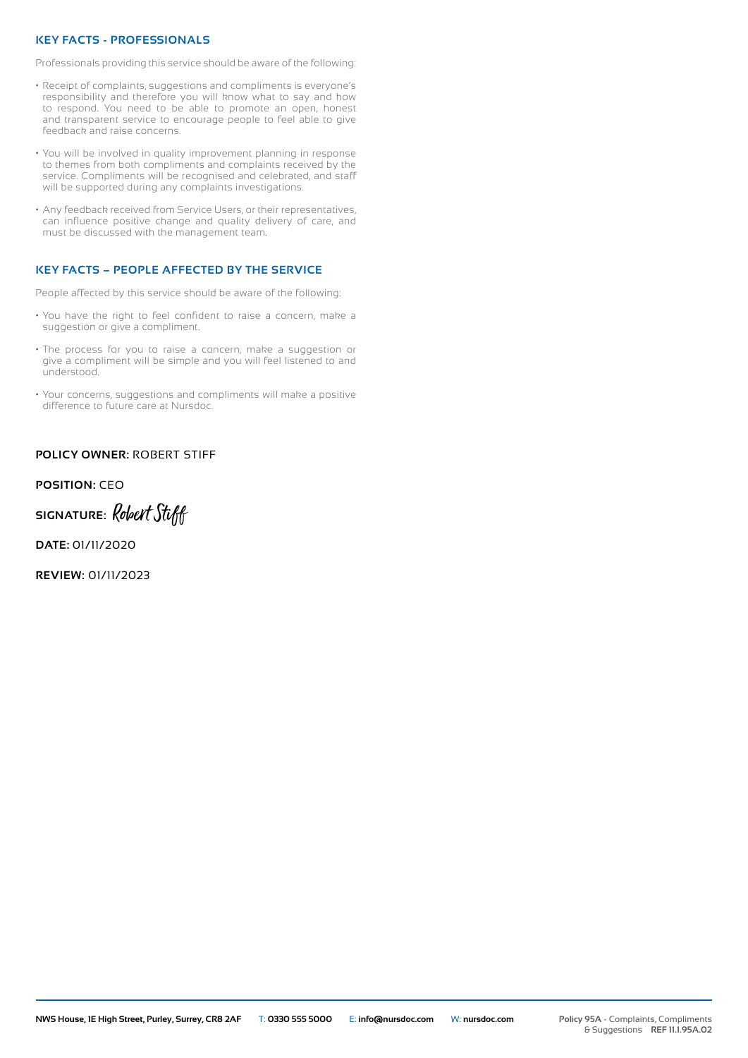## KEY FACTS - PROFESSIONALS

Professionals providing this service should be aware of the following:

- Receipt of complaints, suggestions and compliments is everyone's responsibility and therefore you will know what to say and how to respond. You need to be able to promote an open, honest and transparent service to encourage people to feel able to give feedback and raise concerns.
- You will be involved in quality improvement planning in response to themes from both compliments and complaints received by the service. Compliments will be recognised and celebrated, and staff will be supported during any complaints investigations.
- Any feedback received from Service Users, or their representatives, can influence positive change and quality delivery of care, and must be discussed with the management team.

## KEY FACTS – PEOPLE AFFECTED BY THE SERVICE

People affected by this service should be aware of the following:

- You have the right to feel confident to raise a concern, make a suggestion or give a compliment.
- The process for you to raise a concern, make a suggestion or give a compliment will be simple and you will feel listened to and understood.
- Your concerns, suggestions and compliments will make a positive difference to future care at Nursdoc.

**POLICY OWNER:** ROBERT STIFF

**POSITION:** CEO

**SIGNATURE:** Robert Stiff

**DATE:** 01/11/2020

**REVIEW:** 01/11/2023